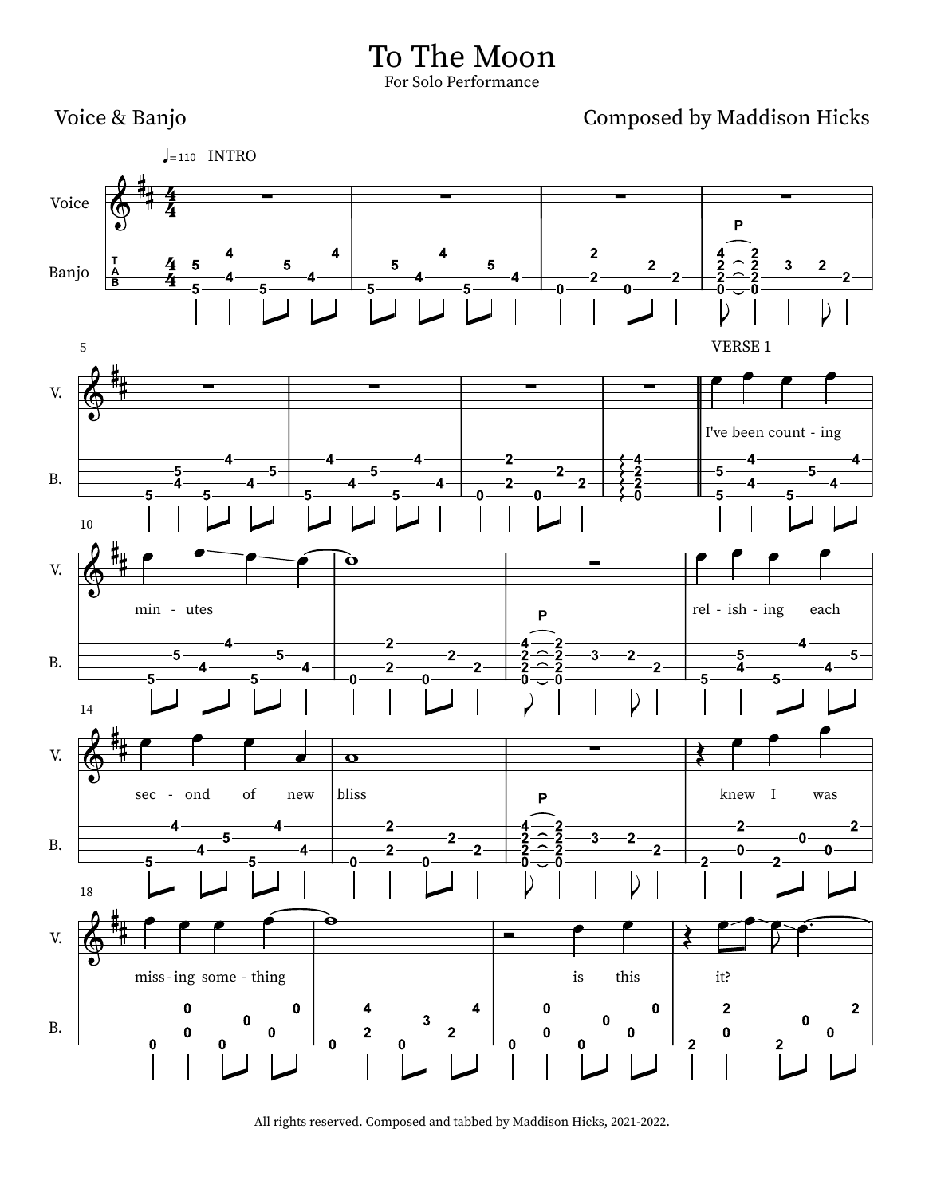# To The Moon

For Solo Performance

Voice & Banjo

Composed by Maddison Hicks

♩=110 INTRO

VERSE 1

I've been count - ing min - utes

rel - ish - ing each sec - ond of new bliss

knew I was miss - ing some - thing

is this it?

All rights reserved. Composed and tabbed by Maddison Hicks, 2021-2022.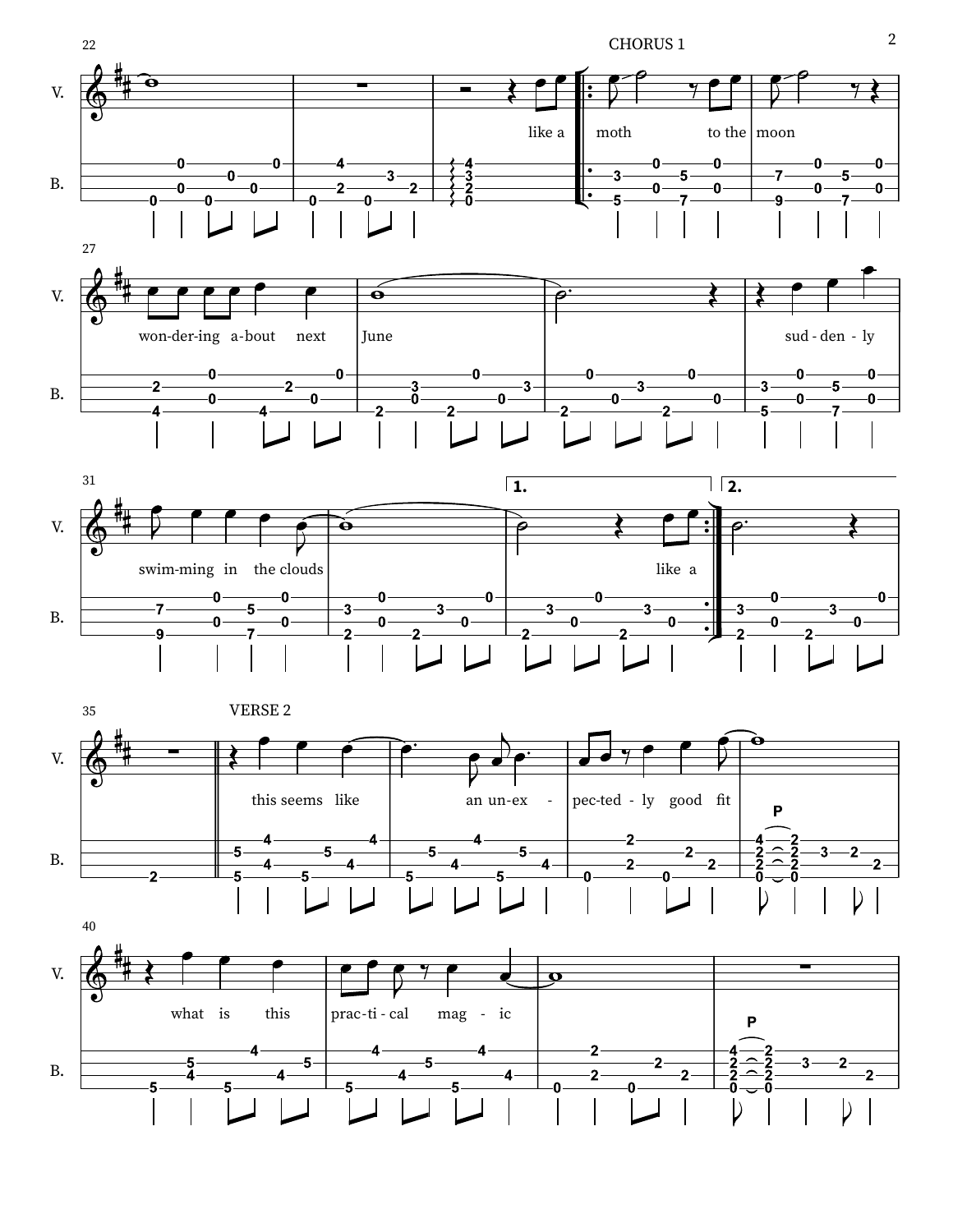CHORUS 1

like a moth to the moon

won-der-ing a-bout next June

sud-den-ly

swim-ming in the clouds

like a

1.

2.

VERSE 2

this seems like an un-ex-pec-ted-ly good fit

P

what is this prac-ti-cal mag-ic

P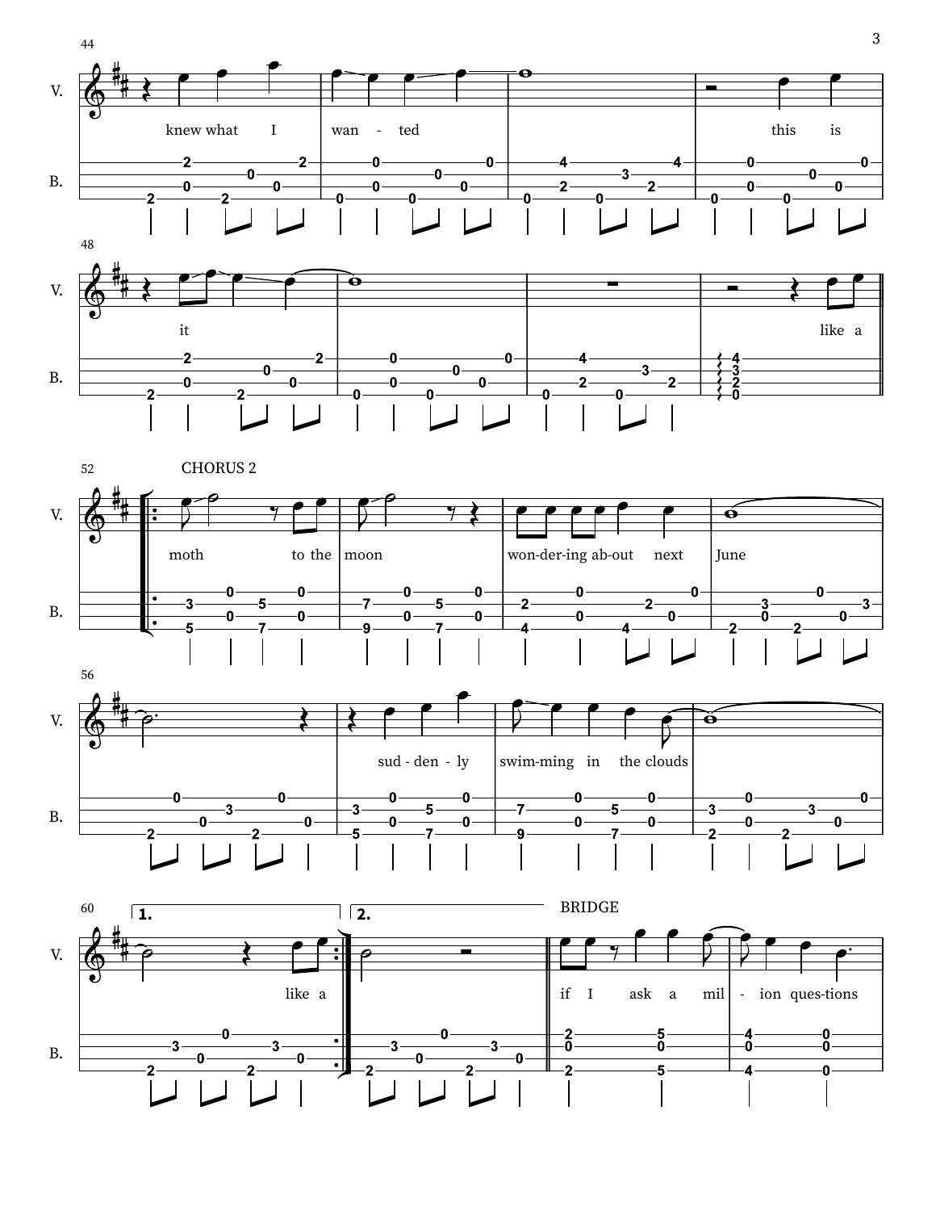CHORUS 2

BRIDGE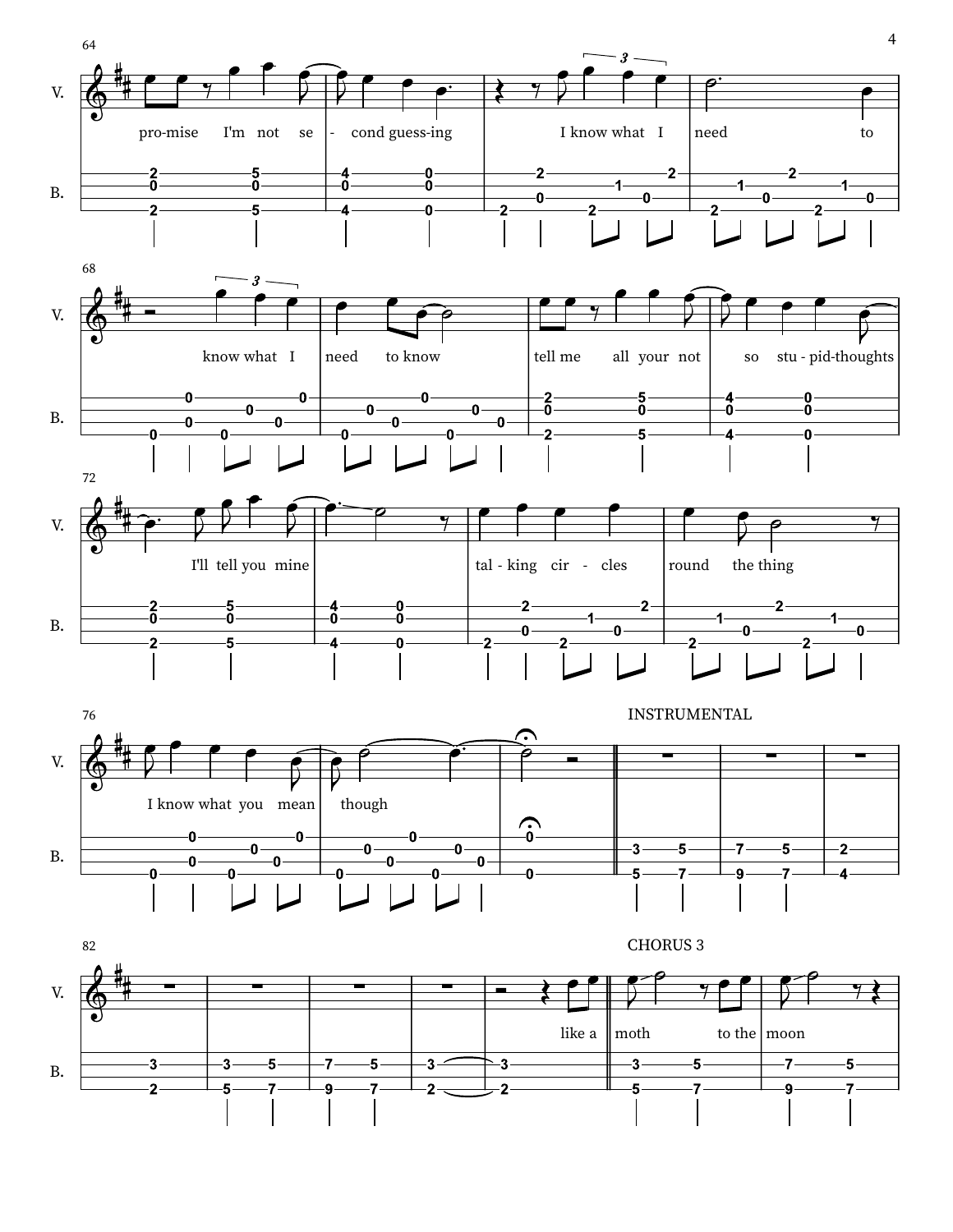V.

B.

pro-mise I'm not se - cond guess-ing I know what I need to

know what I need to know tell me all your not so stu - pid-thoughts

I'll tell you mine tal - king cir - cles round the thing

I know what you mean though

INSTRUMENTAL

like a

CHORUS 3

moth to the moon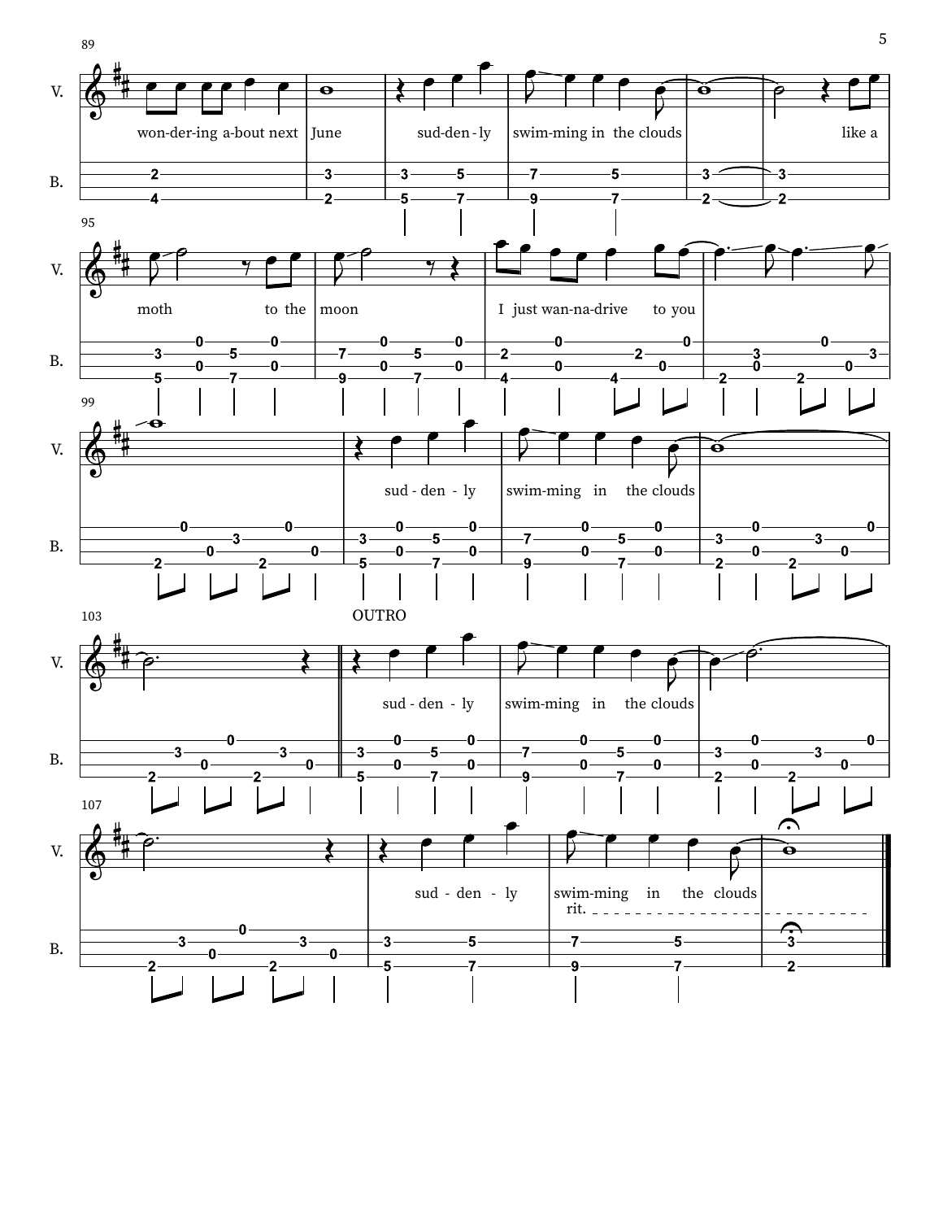89

V.

won-der-ing a-bout next June sud-den-ly swim-ming in the clouds like a

B.

95

moth to the moon I just wan-na-drive to you

99

sud - den - ly swim-ming in the clouds

103

OUTRO

sud - den - ly swim-ming in the clouds

107

sud - den - ly swim-ming in the clouds

rit.